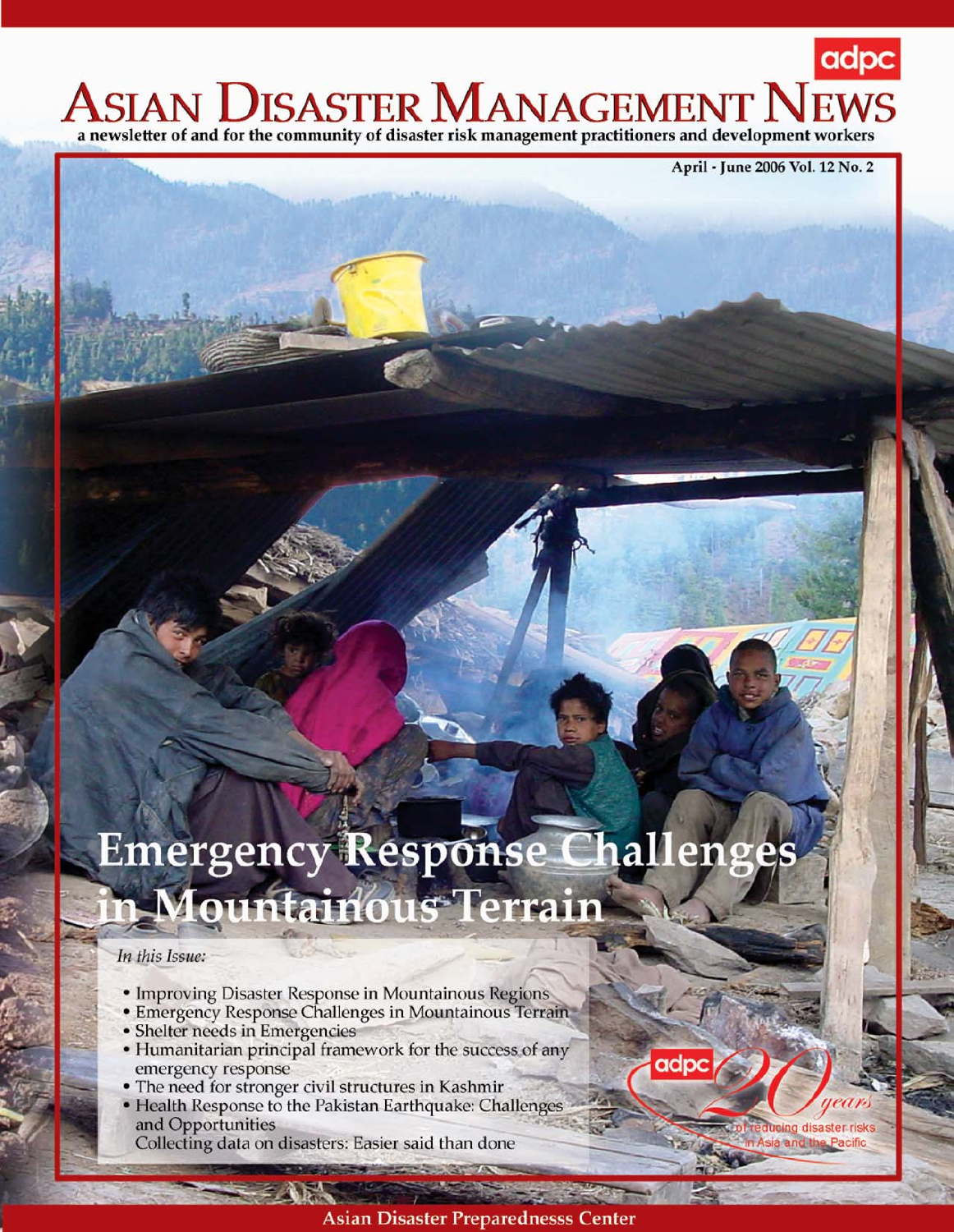adpc

# ASIAN DISASTER MANAGEMENT NEWS

a newsletter of and for the community of disaster risk management practitioners and development workers

April - June 2006 Vol. 12 No. 2

## Emergency Response Challenges in Mountainous Terrain

*In this Issue:*

- Improving Disaster Response in Mountainous Regions
- Emergency Response Challenges in Mountainous Terrain
- Shelter needs in Emergencies
- Humanitarian principal framework for the success of any emergency response
- The need for stronger civil structures in Kashmir
- Health Response to the Pakistan Earthquake: Challenges and Opportunities

Collecting data on disasters: Easier said than done

adpc 20 years of reducing disaster risks in Asia and the Pacific

Asian Disaster Preparednesss Center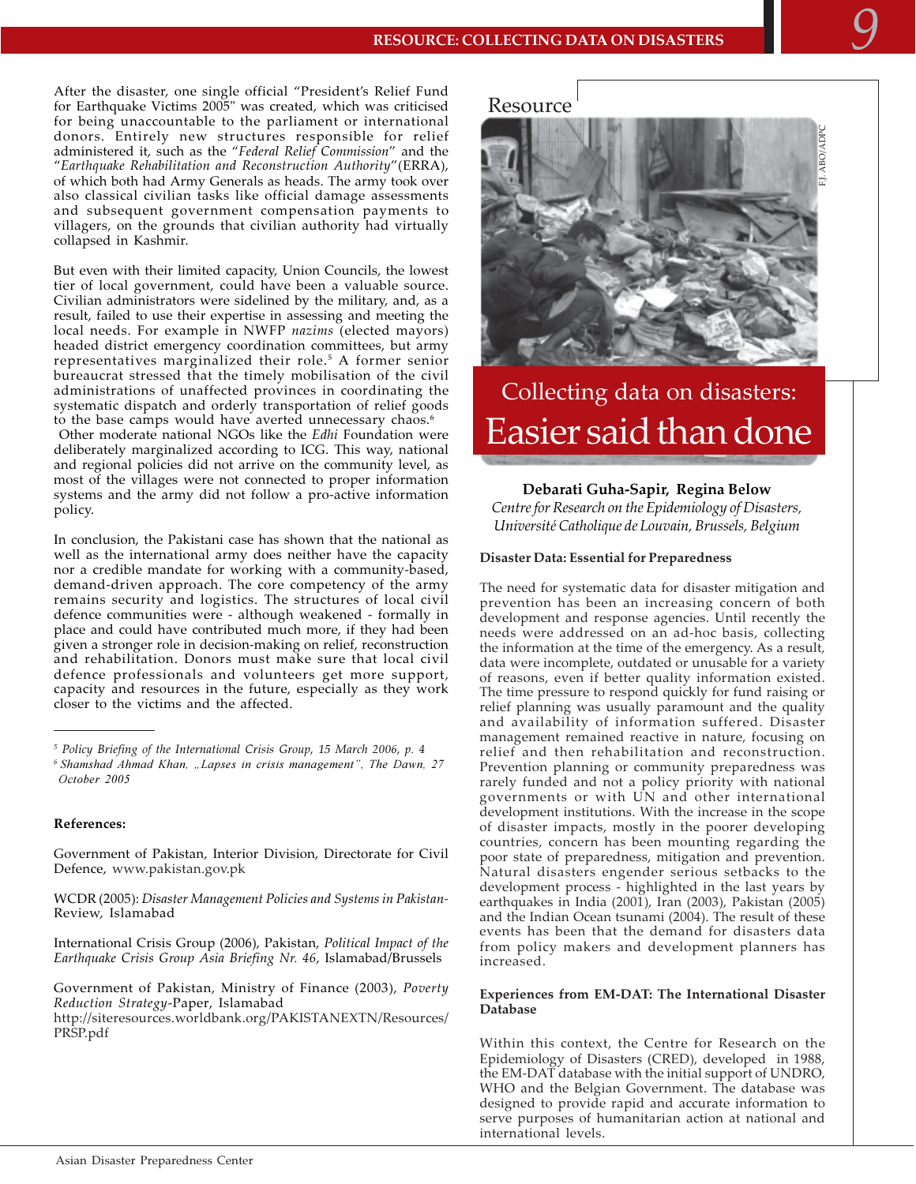After the disaster, one single official "President's Relief Fund for Earthquake Victims 2005" was created, which was criticised for being unaccountable to the parliament or international donors. Entirely new structures responsible for relief administered it, such as the "*Federal Relief Commission*" and the "*Earthquake Rehabilitation and Reconstruction Authority*"(ERRA), of which both had Army Generals as heads. The army took over also classical civilian tasks like official damage assessments and subsequent government compensation payments to villagers, on the grounds that civilian authority had virtually collapsed in Kashmir.

But even with their limited capacity, Union Councils, the lowest tier of local government, could have been a valuable source. Civilian administrators were sidelined by the military, and, as a result, failed to use their expertise in assessing and meeting the local needs. For example in NWFP *nazims* (elected mayors) headed district emergency coordination committees, but army representatives marginalized their role.[5] A former senior bureaucrat stressed that the timely mobilisation of the civil administrations of unaffected provinces in coordinating the systematic dispatch and orderly transportation of relief goods to the base camps would have averted unnecessary chaos.[6] Other moderate national NGOs like the *Edhi* Foundation were deliberately marginalized according to ICG. This way, national and regional policies did not arrive on the community level, as most of the villages were not connected to proper information systems and the army did not follow a pro-active information policy.

In conclusion, the Pakistani case has shown that the national as well as the international army does neither have the capacity nor a credible mandate for working with a community-based, demand-driven approach. The core competency of the army remains security and logistics. The structures of local civil defence communities were - although weakened - formally in place and could have contributed much more, if they had been given a stronger role in decision-making on relief, reconstruction and rehabilitation. Donors must make sure that local civil defence professionals and volunteers get more support, capacity and resources in the future, especially as they work closer to the victims and the affected.

---

[5] *Policy Briefing of the International Crisis Group, 15 March 2006, p. 4*
[6] *Shamshad Ahmad Khan, „Lapses in crisis management", The Dawn, 27 October 2005*

**References:**

Government of Pakistan, Interior Division, Directorate for Civil Defence, www.pakistan.gov.pk

WCDR (2005): *Disaster Management Policies and Systems in Pakistan*-Review, Islamabad

International Crisis Group (2006), Pakistan, *Political Impact of the Earthquake Crisis Group Asia Briefing Nr. 46*, Islamabad/Brussels

Government of Pakistan, Ministry of Finance (2003), *Poverty Reduction Strategy*-Paper, Islamabad
http://siteresources.worldbank.org/PAKISTANEXTN/Resources/PRSP.pdf

Resource

F.J. ABO/ADPC

# Collecting data on disasters: Easier said than done

**Debarati Guha-Sapir, Regina Below**
*Centre for Research on the Epidemiology of Disasters, Université Catholique de Louvain, Brussels, Belgium*

### Disaster Data: Essential for Preparedness

The need for systematic data for disaster mitigation and prevention has been an increasing concern of both development and response agencies. Until recently the needs were addressed on an ad-hoc basis, collecting the information at the time of the emergency. As a result, data were incomplete, outdated or unusable for a variety of reasons, even if better quality information existed. The time pressure to respond quickly for fund raising or relief planning was usually paramount and the quality and availability of information suffered. Disaster management remained reactive in nature, focusing on relief and then rehabilitation and reconstruction. Prevention planning or community preparedness was rarely funded and not a policy priority with national governments or with UN and other international development institutions. With the increase in the scope of disaster impacts, mostly in the poorer developing countries, concern has been mounting regarding the poor state of preparedness, mitigation and prevention. Natural disasters engender serious setbacks to the development process - highlighted in the last years by earthquakes in India (2001), Iran (2003), Pakistan (2005) and the Indian Ocean tsunami (2004). The result of these events has been that the demand for disasters data from policy makers and development planners has increased.

### Experiences from EM-DAT: The International Disaster Database

Within this context, the Centre for Research on the Epidemiology of Disasters (CRED), developed in 1988, the EM-DAT database with the initial support of UNDRO, WHO and the Belgian Government. The database was designed to provide rapid and accurate information to serve purposes of humanitarian action at national and international levels.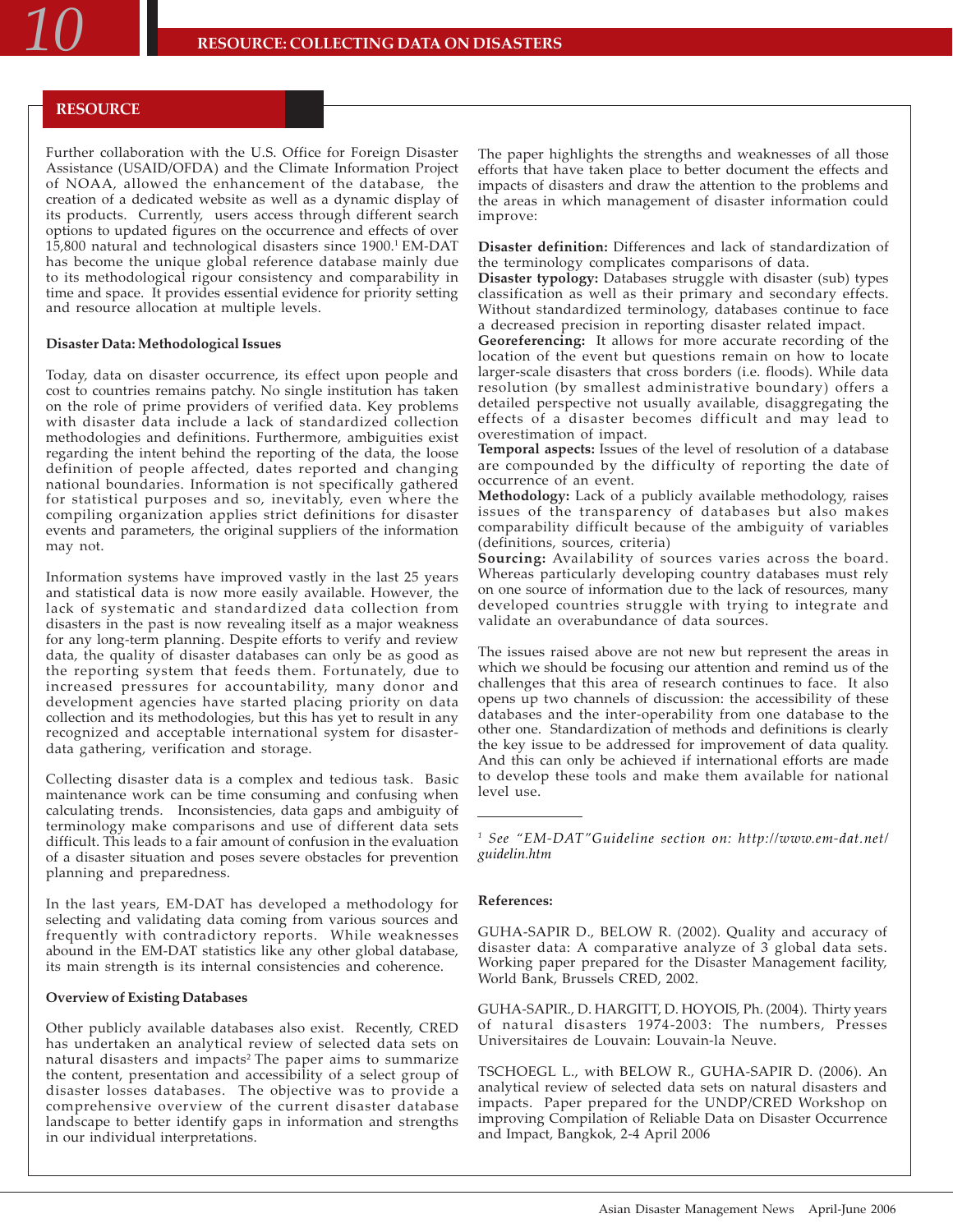## RESOURCE

Further collaboration with the U.S. Office for Foreign Disaster Assistance (USAID/OFDA) and the Climate Information Project of NOAA, allowed the enhancement of the database, the creation of a dedicated website as well as a dynamic display of its products. Currently, users access through different search options to updated figures on the occurrence and effects of over 15,800 natural and technological disasters since 1900.[1] EM-DAT has become the unique global reference database mainly due to its methodological rigour consistency and comparability in time and space. It provides essential evidence for priority setting and resource allocation at multiple levels.

### Disaster Data: Methodological Issues

Today, data on disaster occurrence, its effect upon people and cost to countries remains patchy. No single institution has taken on the role of prime providers of verified data. Key problems with disaster data include a lack of standardized collection methodologies and definitions. Furthermore, ambiguities exist regarding the intent behind the reporting of the data, the loose definition of people affected, dates reported and changing national boundaries. Information is not specifically gathered for statistical purposes and so, inevitably, even where the compiling organization applies strict definitions for disaster events and parameters, the original suppliers of the information may not.

Information systems have improved vastly in the last 25 years and statistical data is now more easily available. However, the lack of systematic and standardized data collection from disasters in the past is now revealing itself as a major weakness for any long-term planning. Despite efforts to verify and review data, the quality of disaster databases can only be as good as the reporting system that feeds them. Fortunately, due to increased pressures for accountability, many donor and development agencies have started placing priority on data collection and its methodologies, but this has yet to result in any recognized and acceptable international system for disaster-data gathering, verification and storage.

Collecting disaster data is a complex and tedious task. Basic maintenance work can be time consuming and confusing when calculating trends. Inconsistencies, data gaps and ambiguity of terminology make comparisons and use of different data sets difficult. This leads to a fair amount of confusion in the evaluation of a disaster situation and poses severe obstacles for prevention planning and preparedness.

In the last years, EM-DAT has developed a methodology for selecting and validating data coming from various sources and frequently with contradictory reports. While weaknesses abound in the EM-DAT statistics like any other global database, its main strength is its internal consistencies and coherence.

### Overview of Existing Databases

Other publicly available databases also exist. Recently, CRED has undertaken an analytical review of selected data sets on natural disasters and impacts[2] The paper aims to summarize the content, presentation and accessibility of a select group of disaster losses databases. The objective was to provide a comprehensive overview of the current disaster database landscape to better identify gaps in information and strengths in our individual interpretations.

The paper highlights the strengths and weaknesses of all those efforts that have taken place to better document the effects and impacts of disasters and draw the attention to the problems and the areas in which management of disaster information could improve:

**Disaster definition:** Differences and lack of standardization of the terminology complicates comparisons of data.
**Disaster typology:** Databases struggle with disaster (sub) types classification as well as their primary and secondary effects. Without standardized terminology, databases continue to face a decreased precision in reporting disaster related impact.
**Georeferencing:** It allows for more accurate recording of the location of the event but questions remain on how to locate larger-scale disasters that cross borders (i.e. floods). While data resolution (by smallest administrative boundary) offers a detailed perspective not usually available, disaggregating the effects of a disaster becomes difficult and may lead to overestimation of impact.
**Temporal aspects:** Issues of the level of resolution of a database are compounded by the difficulty of reporting the date of occurrence of an event.
**Methodology:** Lack of a publicly available methodology, raises issues of the transparency of databases but also makes comparability difficult because of the ambiguity of variables (definitions, sources, criteria)
**Sourcing:** Availability of sources varies across the board. Whereas particularly developing country databases must rely on one source of information due to the lack of resources, many developed countries struggle with trying to integrate and validate an overabundance of data sources.

The issues raised above are not new but represent the areas in which we should be focusing our attention and remind us of the challenges that this area of research continues to face. It also opens up two channels of discussion: the accessibility of these databases and the inter-operability from one database to the other one. Standardization of methods and definitions is clearly the key issue to be addressed for improvement of data quality. And this can only be achieved if international efforts are made to develop these tools and make them available for national level use.

---

[1] *See "EM-DAT"Guideline section on: http://www.em-dat.net/guidelin.htm*

### References:

GUHA-SAPIR D., BELOW R. (2002). Quality and accuracy of disaster data: A comparative analyze of 3 global data sets. Working paper prepared for the Disaster Management facility, World Bank, Brussels CRED, 2002.

GUHA-SAPIR., D. HARGITT, D. HOYOIS, Ph. (2004). Thirty years of natural disasters 1974-2003: The numbers, Presses Universitaires de Louvain: Louvain-la Neuve.

TSCHOEGL L., with BELOW R., GUHA-SAPIR D. (2006). An analytical review of selected data sets on natural disasters and impacts. Paper prepared for the UNDP/CRED Workshop on improving Compilation of Reliable Data on Disaster Occurrence and Impact, Bangkok, 2-4 April 2006